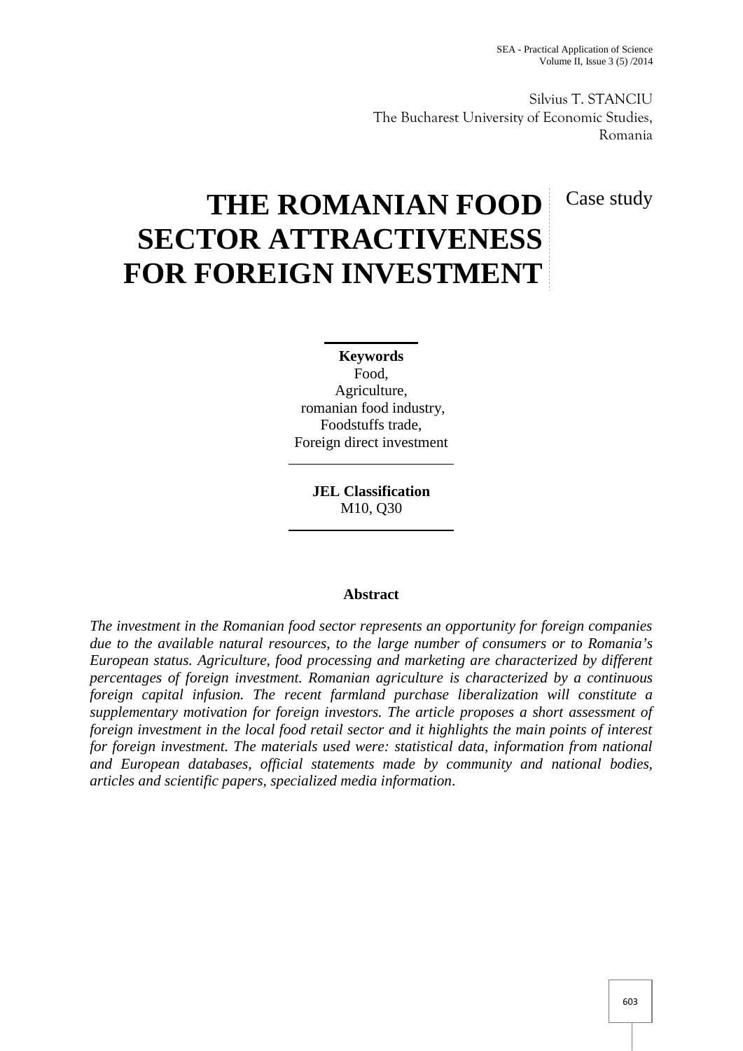Silvius T. STANCIU
The Bucharest University of Economic Studies, Romania

Case study

# THE ROMANIAN FOOD SECTOR ATTRACTIVENESS FOR FOREIGN INVESTMENT

**Keywords**
Food,
Agriculture,
romanian food industry,
Foodstuffs trade,
Foreign direct investment

**JEL Classification**
M10, Q30

## Abstract

*The investment in the Romanian food sector represents an opportunity for foreign companies due to the available natural resources, to the large number of consumers or to Romania's European status. Agriculture, food processing and marketing are characterized by different percentages of foreign investment. Romanian agriculture is characterized by a continuous foreign capital infusion. The recent farmland purchase liberalization will constitute a supplementary motivation for foreign investors. The article proposes a short assessment of foreign investment in the local food retail sector and it highlights the main points of interest for foreign investment. The materials used were: statistical data, information from national and European databases, official statements made by community and national bodies, articles and scientific papers, specialized media information.*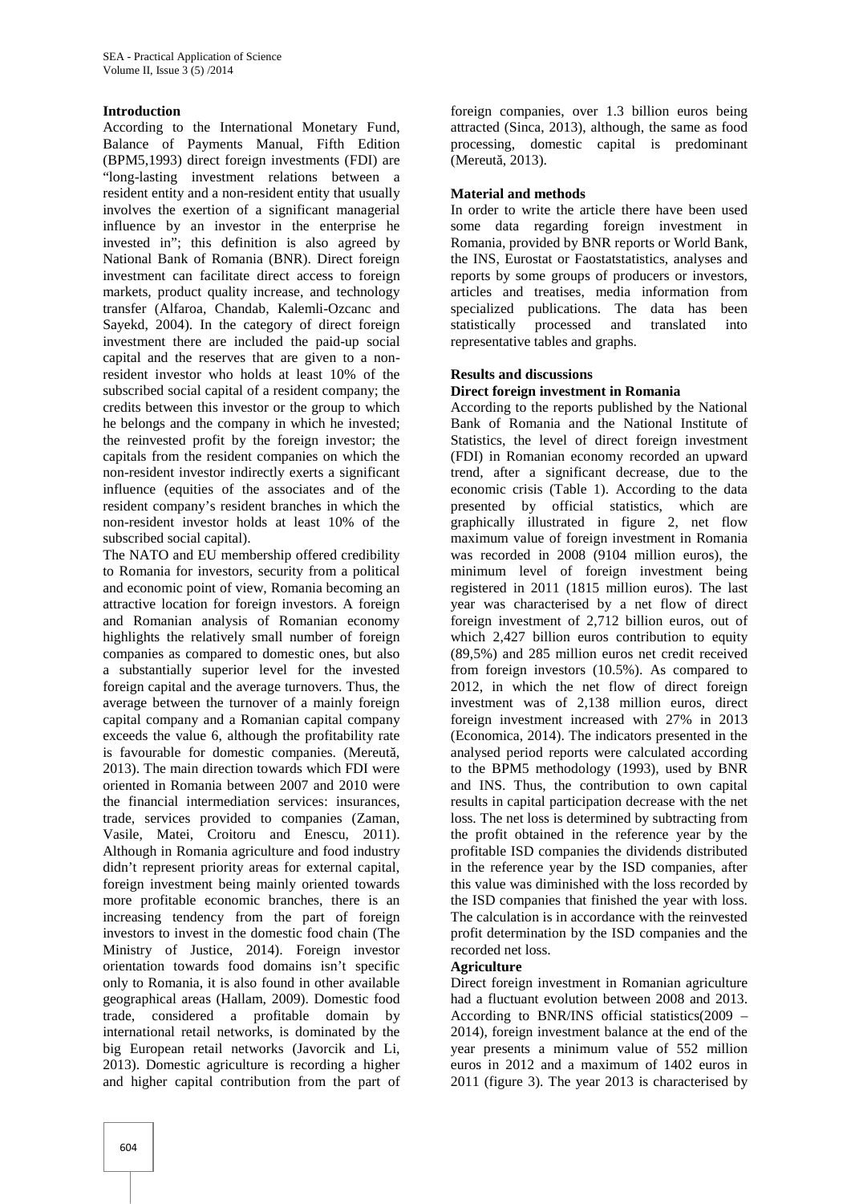**Introduction**

According to the International Monetary Fund, Balance of Payments Manual, Fifth Edition (BPM5,1993) direct foreign investments (FDI) are "long-lasting investment relations between a resident entity and a non-resident entity that usually involves the exertion of a significant managerial influence by an investor in the enterprise he invested in"; this definition is also agreed by National Bank of Romania (BNR). Direct foreign investment can facilitate direct access to foreign markets, product quality increase, and technology transfer (Alfaroa, Chandab, Kalemli-Ozcanc and Sayekd, 2004). In the category of direct foreign investment there are included the paid-up social capital and the reserves that are given to a non-resident investor who holds at least 10% of the subscribed social capital of a resident company; the credits between this investor or the group to which he belongs and the company in which he invested; the reinvested profit by the foreign investor; the capitals from the resident companies on which the non-resident investor indirectly exerts a significant influence (equities of the associates and of the resident company's resident branches in which the non-resident investor holds at least 10% of the subscribed social capital).

The NATO and EU membership offered credibility to Romania for investors, security from a political and economic point of view, Romania becoming an attractive location for foreign investors. A foreign and Romanian analysis of Romanian economy highlights the relatively small number of foreign companies as compared to domestic ones, but also a substantially superior level for the invested foreign capital and the average turnovers. Thus, the average between the turnover of a mainly foreign capital company and a Romanian capital company exceeds the value 6, although the profitability rate is favourable for domestic companies. (Mereuță, 2013). The main direction towards which FDI were oriented in Romania between 2007 and 2010 were the financial intermediation services: insurances, trade, services provided to companies (Zaman, Vasile, Matei, Croitoru and Enescu, 2011). Although in Romania agriculture and food industry didn't represent priority areas for external capital, foreign investment being mainly oriented towards more profitable economic branches, there is an increasing tendency from the part of foreign investors to invest in the domestic food chain (The Ministry of Justice, 2014). Foreign investor orientation towards food domains isn't specific only to Romania, it is also found in other available geographical areas (Hallam, 2009). Domestic food trade, considered a profitable domain by international retail networks, is dominated by the big European retail networks (Javorcik and Li, 2013). Domestic agriculture is recording a higher and higher capital contribution from the part of foreign companies, over 1.3 billion euros being attracted (Sinca, 2013), although, the same as food processing, domestic capital is predominant (Mereuță, 2013).

**Material and methods**

In order to write the article there have been used some data regarding foreign investment in Romania, provided by BNR reports or World Bank, the INS, Eurostat or Faostatstatistics, analyses and reports by some groups of producers or investors, articles and treatises, media information from specialized publications. The data has been statistically processed and translated into representative tables and graphs.

**Results and discussions**

**Direct foreign investment in Romania**

According to the reports published by the National Bank of Romania and the National Institute of Statistics, the level of direct foreign investment (FDI) in Romanian economy recorded an upward trend, after a significant decrease, due to the economic crisis (Table 1). According to the data presented by official statistics, which are graphically illustrated in figure 2, net flow maximum value of foreign investment in Romania was recorded in 2008 (9104 million euros), the minimum level of foreign investment being registered in 2011 (1815 million euros). The last year was characterised by a net flow of direct foreign investment of 2,712 billion euros, out of which 2,427 billion euros contribution to equity (89,5%) and 285 million euros net credit received from foreign investors (10.5%). As compared to 2012, in which the net flow of direct foreign investment was of 2,138 million euros, direct foreign investment increased with 27% in 2013 (Economica, 2014). The indicators presented in the analysed period reports were calculated according to the BPM5 methodology (1993), used by BNR and INS. Thus, the contribution to own capital results in capital participation decrease with the net loss. The net loss is determined by subtracting from the profit obtained in the reference year by the profitable ISD companies the dividends distributed in the reference year by the ISD companies, after this value was diminished with the loss recorded by the ISD companies that finished the year with loss. The calculation is in accordance with the reinvested profit determination by the ISD companies and the recorded net loss.

**Agriculture**

Direct foreign investment in Romanian agriculture had a fluctuant evolution between 2008 and 2013. According to BNR/INS official statistics(2009 – 2014), foreign investment balance at the end of the year presents a minimum value of 552 million euros in 2012 and a maximum of 1402 euros in 2011 (figure 3). The year 2013 is characterised by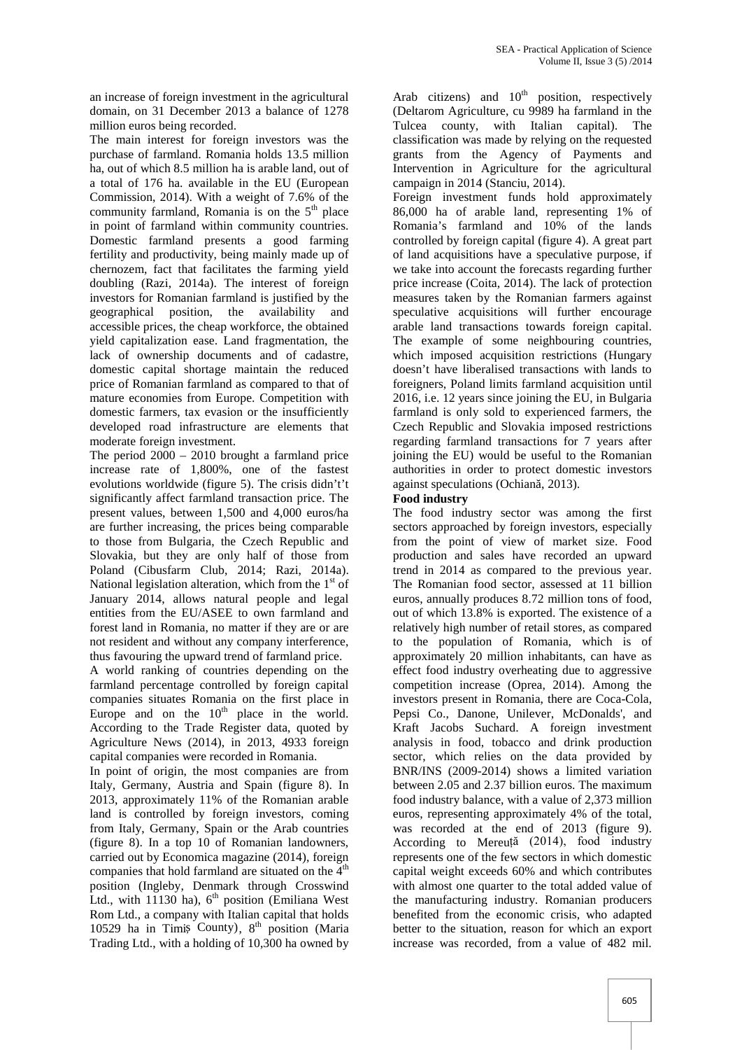an increase of foreign investment in the agricultural domain, on 31 December 2013 a balance of 1278 million euros being recorded.

The main interest for foreign investors was the purchase of farmland. Romania holds 13.5 million ha, out of which 8.5 million ha is arable land, out of a total of 176 ha. available in the EU (European Commission, 2014). With a weight of 7.6% of the community farmland, Romania is on the 5th place in point of farmland within community countries. Domestic farmland presents a good farming fertility and productivity, being mainly made up of chernozem, fact that facilitates the farming yield doubling (Razi, 2014a). The interest of foreign investors for Romanian farmland is justified by the geographical position, the availability and accessible prices, the cheap workforce, the obtained yield capitalization ease. Land fragmentation, the lack of ownership documents and of cadastre, domestic capital shortage maintain the reduced price of Romanian farmland as compared to that of mature economies from Europe. Competition with domestic farmers, tax evasion or the insufficiently developed road infrastructure are elements that moderate foreign investment.

The period 2000 – 2010 brought a farmland price increase rate of 1,800%, one of the fastest evolutions worldwide (figure 5). The crisis didn't't significantly affect farmland transaction price. The present values, between 1,500 and 4,000 euros/ha are further increasing, the prices being comparable to those from Bulgaria, the Czech Republic and Slovakia, but they are only half of those from Poland (Cibusfarm Club, 2014; Razi, 2014a). National legislation alteration, which from the 1st of January 2014, allows natural people and legal entities from the EU/ASEE to own farmland and forest land in Romania, no matter if they are or are not resident and without any company interference, thus favouring the upward trend of farmland price.

A world ranking of countries depending on the farmland percentage controlled by foreign capital companies situates Romania on the first place in Europe and on the 10th place in the world. According to the Trade Register data, quoted by Agriculture News (2014), in 2013, 4933 foreign capital companies were recorded in Romania.

In point of origin, the most companies are from Italy, Germany, Austria and Spain (figure 8). In 2013, approximately 11% of the Romanian arable land is controlled by foreign investors, coming from Italy, Germany, Spain or the Arab countries (figure 8). In a top 10 of Romanian landowners, carried out by Economica magazine (2014), foreign companies that hold farmland are situated on the 4th position (Ingleby, Denmark through Crosswind Ltd., with 11130 ha), 6th position (Emiliana West Rom Ltd., a company with Italian capital that holds 10529 ha in Timiș County), 8th position (Maria Trading Ltd., with a holding of 10,300 ha owned by Arab citizens) and 10th position, respectively (Deltarom Agriculture, cu 9989 ha farmland in the Tulcea county, with Italian capital). The classification was made by relying on the requested grants from the Agency of Payments and Intervention in Agriculture for the agricultural campaign in 2014 (Stanciu, 2014).

Foreign investment funds hold approximately 86,000 ha of arable land, representing 1% of Romania's farmland and 10% of the lands controlled by foreign capital (figure 4). A great part of land acquisitions have a speculative purpose, if we take into account the forecasts regarding further price increase (Coita, 2014). The lack of protection measures taken by the Romanian farmers against speculative acquisitions will further encourage arable land transactions towards foreign capital. The example of some neighbouring countries, which imposed acquisition restrictions (Hungary doesn't have liberalised transactions with lands to foreigners, Poland limits farmland acquisition until 2016, i.e. 12 years since joining the EU, in Bulgaria farmland is only sold to experienced farmers, the Czech Republic and Slovakia imposed restrictions regarding farmland transactions for 7 years after joining the EU) would be useful to the Romanian authorities in order to protect domestic investors against speculations (Ochiană, 2013).

**Food industry**

The food industry sector was among the first sectors approached by foreign investors, especially from the point of view of market size. Food production and sales have recorded an upward trend in 2014 as compared to the previous year. The Romanian food sector, assessed at 11 billion euros, annually produces 8.72 million tons of food, out of which 13.8% is exported. The existence of a relatively high number of retail stores, as compared to the population of Romania, which is of approximately 20 million inhabitants, can have as effect food industry overheating due to aggressive competition increase (Oprea, 2014). Among the investors present in Romania, there are Coca-Cola, Pepsi Co., Danone, Unilever, McDonalds', and Kraft Jacobs Suchard. A foreign investment analysis in food, tobacco and drink production sector, which relies on the data provided by BNR/INS (2009-2014) shows a limited variation between 2.05 and 2.37 billion euros. The maximum food industry balance, with a value of 2,373 million euros, representing approximately 4% of the total, was recorded at the end of 2013 (figure 9). According to Mereuță (2014), food industry represents one of the few sectors in which domestic capital weight exceeds 60% and which contributes with almost one quarter to the total added value of the manufacturing industry. Romanian producers benefited from the economic crisis, who adapted better to the situation, reason for which an export increase was recorded, from a value of 482 mil.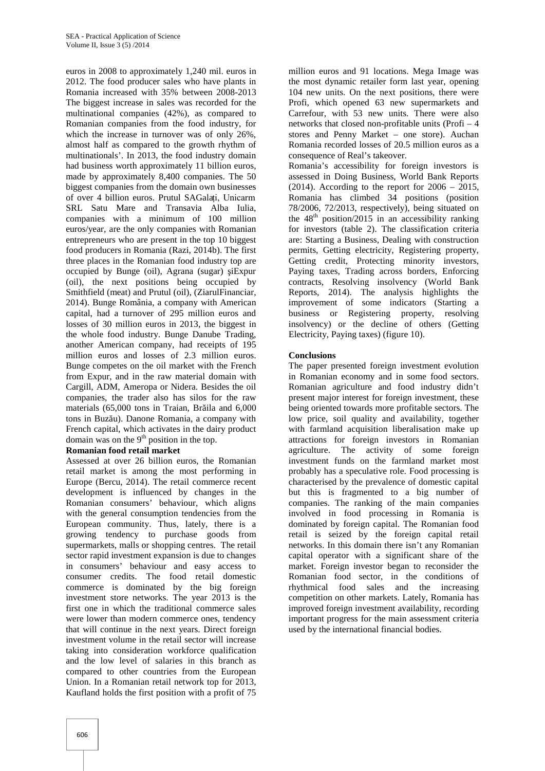euros in 2008 to approximately 1,240 mil. euros in 2012. The food producer sales who have plants in Romania increased with 35% between 2008-2013 The biggest increase in sales was recorded for the multinational companies (42%), as compared to Romanian companies from the food industry, for which the increase in turnover was of only 26%, almost half as compared to the growth rhythm of multinationals'. In 2013, the food industry domain had business worth approximately 11 billion euros, made by approximately 8,400 companies. The 50 biggest companies from the domain own businesses of over 4 billion euros. Prutul SAGalați, Unicarm SRL Satu Mare and Transavia Alba Iulia, companies with a minimum of 100 million euros/year, are the only companies with Romanian entrepreneurs who are present in the top 10 biggest food producers in Romania (Razi, 2014b). The first three places in the Romanian food industry top are occupied by Bunge (oil), Agrana (sugar) șiExpur (oil), the next positions being occupied by Smithfield (meat) and Prutul (oil), (ZiarulFinanciar, 2014). Bunge România, a company with American capital, had a turnover of 295 million euros and losses of 30 million euros in 2013, the biggest in the whole food industry. Bunge Danube Trading, another American company, had receipts of 195 million euros and losses of 2.3 million euros. Bunge competes on the oil market with the French from Expur, and in the raw material domain with Cargill, ADM, Ameropa or Nidera. Besides the oil companies, the trader also has silos for the raw materials (65,000 tons in Traian, Brăila and 6,000 tons in Buzău). Danone Romania, a company with French capital, which activates in the dairy product domain was on the 9th position in the top.

**Romanian food retail market**

Assessed at over 26 billion euros, the Romanian retail market is among the most performing in Europe (Bercu, 2014). The retail commerce recent development is influenced by changes in the Romanian consumers' behaviour, which aligns with the general consumption tendencies from the European community. Thus, lately, there is a growing tendency to purchase goods from supermarkets, malls or shopping centres. The retail sector rapid investment expansion is due to changes in consumers' behaviour and easy access to consumer credits. The food retail domestic commerce is dominated by the big foreign investment store networks. The year 2013 is the first one in which the traditional commerce sales were lower than modern commerce ones, tendency that will continue in the next years. Direct foreign investment volume in the retail sector will increase taking into consideration workforce qualification and the low level of salaries in this branch as compared to other countries from the European Union. In a Romanian retail network top for 2013, Kaufland holds the first position with a profit of 75 million euros and 91 locations. Mega Image was the most dynamic retailer form last year, opening 104 new units. On the next positions, there were Profi, which opened 63 new supermarkets and Carrefour, with 53 new units. There were also networks that closed non-profitable units (Profi – 4 stores and Penny Market – one store). Auchan Romania recorded losses of 20.5 million euros as a consequence of Real's takeover.

Romania's accessibility for foreign investors is assessed in Doing Business, World Bank Reports (2014). According to the report for 2006 – 2015, Romania has climbed 34 positions (position 78/2006, 72/2013, respectively), being situated on the 48th position/2015 in an accessibility ranking for investors (table 2). The classification criteria are: Starting a Business, Dealing with construction permits, Getting electricity, Registering property, Getting credit, Protecting minority investors, Paying taxes, Trading across borders, Enforcing contracts, Resolving insolvency (World Bank Reports, 2014). The analysis highlights the improvement of some indicators (Starting a business or Registering property, resolving insolvency) or the decline of others (Getting Electricity, Paying taxes) (figure 10).

**Conclusions**

The paper presented foreign investment evolution in Romanian economy and in some food sectors. Romanian agriculture and food industry didn't present major interest for foreign investment, these being oriented towards more profitable sectors. The low price, soil quality and availability, together with farmland acquisition liberalisation make up attractions for foreign investors in Romanian agriculture. The activity of some foreign investment funds on the farmland market most probably has a speculative role. Food processing is characterised by the prevalence of domestic capital but this is fragmented to a big number of companies. The ranking of the main companies involved in food processing in Romania is dominated by foreign capital. The Romanian food retail is seized by the foreign capital retail networks. In this domain there isn't any Romanian capital operator with a significant share of the market. Foreign investor began to reconsider the Romanian food sector, in the conditions of rhythmical food sales and the increasing competition on other markets. Lately, Romania has improved foreign investment availability, recording important progress for the main assessment criteria used by the international financial bodies.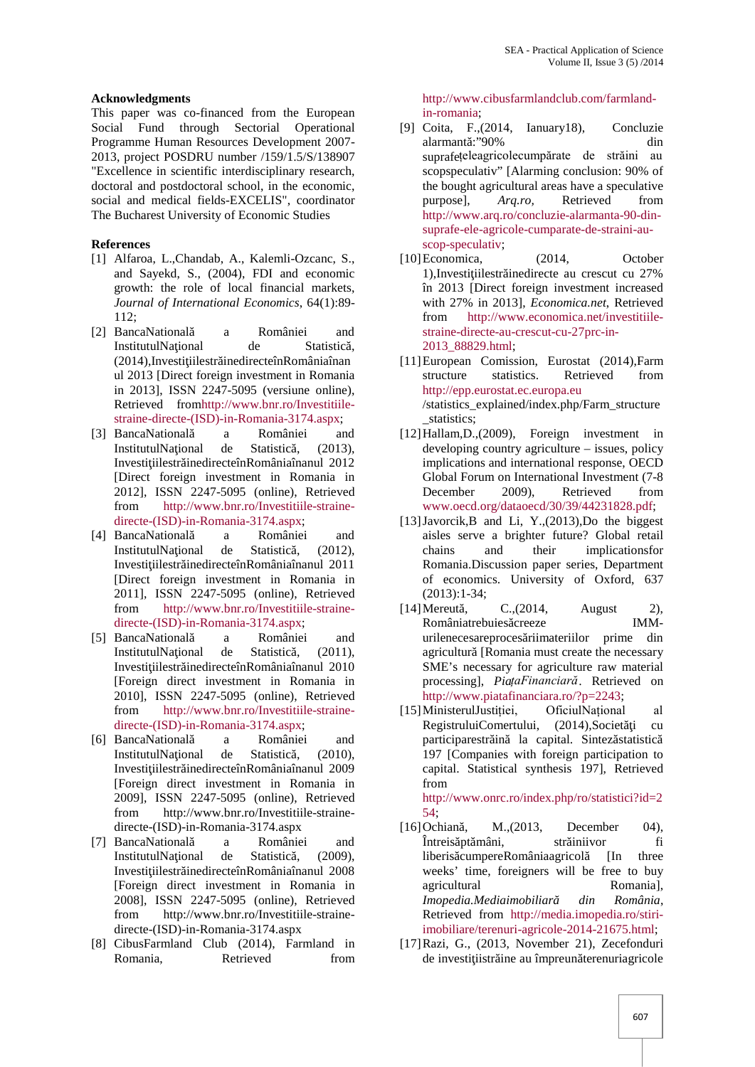## Acknowledgments

This paper was co-financed from the European Social Fund through Sectorial Operational Programme Human Resources Development 2007-2013, project POSDRU number /159/1.5/S/138907 "Excellence in scientific interdisciplinary research, doctoral and postdoctoral school, in the economic, social and medical fields-EXCELIS", coordinator The Bucharest University of Economic Studies

## References

[1] Alfaroa, L.,Chandab, A., Kalemli-Ozcanc, S., and Sayekd, S., (2004), FDI and economic growth: the role of local financial markets, *Journal of International Economics*, 64(1):89-112;

[2] BancaNaţională a României and InstitutulNaţional de Statistică, (2014),InvestiţiilestrăinedirecteînRomâniaînanul 2013 [Direct foreign investment in Romania in 2013], ISSN 2247-5095 (versiune online), Retrieved fromhttp://www.bnr.ro/Investitiile-straine-directe-(ISD)-in-Romania-3174.aspx;

[3] BancaNaţională a României and InstitutulNaţional de Statistică, (2013), InvestiţiilestrăinedirecteînRomâniaînanul 2012 [Direct foreign investment in Romania in 2012], ISSN 2247-5095 (online), Retrieved from http://www.bnr.ro/Investitiile-straine-directe-(ISD)-in-Romania-3174.aspx;

[4] BancaNaţională a României and InstitutulNaţional de Statistică, (2012), InvestiţiilestrăinedirecteînRomâniaînanul 2011 [Direct foreign investment in Romania in 2011], ISSN 2247-5095 (online), Retrieved from http://www.bnr.ro/Investitiile-straine-directe-(ISD)-in-Romania-3174.aspx;

[5] BancaNaţională a României and InstitutulNaţional de Statistică, (2011), InvestiţiilestrăinedirecteînRomâniaînanul 2010 [Foreign direct investment in Romania in 2010], ISSN 2247-5095 (online), Retrieved from http://www.bnr.ro/Investitiile-straine-directe-(ISD)-in-Romania-3174.aspx;

[6] BancaNaţională a României and InstitutulNaţional de Statistică, (2010), InvestiţiilestrăinedirecteînRomâniaînanul 2009 [Foreign direct investment in Romania in 2009], ISSN 2247-5095 (online), Retrieved from http://www.bnr.ro/Investitiile-straine-directe-(ISD)-in-Romania-3174.aspx

[7] BancaNaţională a României and InstitutulNaţional de Statistică, (2009), InvestiţiilestrăinedirecteînRomâniaînanul 2008 [Foreign direct investment in Romania in 2008], ISSN 2247-5095 (online), Retrieved from http://www.bnr.ro/Investitiile-straine-directe-(ISD)-in-Romania-3174.aspx

[8] CibusFarmland Club (2014), Farmland in Romania, Retrieved from http://www.cibusfarmlandclub.com/farmland-in-romania;

[9] Coita, F.,(2014, Ianuary18), Concluzie alarmantă:"90% din suprafețeleagricolecumpărate de străini au scopspeculativ" [Alarming conclusion: 90% of the bought agricultural areas have a speculative purpose], *Arq.ro,* Retrieved from http://www.arq.ro/concluzie-alarmanta-90-din-suprafe-ele-agricole-cumparate-de-straini-au-scop-speculativ;

[10] Economica, (2014, October 1),Investiţiilestrăinedirecte au crescut cu 27% în 2013 [Direct foreign investment increased with 27% in 2013], *Economica.net*, Retrieved from http://www.economica.net/investitiile-straine-directe-au-crescut-cu-27prc-in-2013_88829.html;

[11] European Comission, Eurostat (2014),Farm structure statistics. Retrieved from http://epp.eurostat.ec.europa.eu /statistics_explained/index.php/Farm_structure_statistics;

[12] Hallam,D.,(2009), Foreign investment in developing country agriculture – issues, policy implications and international response, OECD Global Forum on International Investment (7-8 December 2009), Retrieved from www.oecd.org/dataoecd/30/39/44231828.pdf;

[13] Javorcik,B and Li, Y.,(2013),Do the biggest aisles serve a brighter future? Global retail chains and their implicationsfor Romania.Discussion paper series, Department of economics. University of Oxford, 637 (2013):1-34;

[14] Mereuță, C.,(2014, August 2), Româniatrebuiesăcreeze IMM-urilenecesareprocesăriimateriilor prime din agricultură [Romania must create the necessary SME's necessary for agriculture raw material processing], *PiațaFinanciară*. Retrieved on http://www.piatafinanciara.ro/?p=2243;

[15] MinisterulJustiției, OficiulNațional al RegistruluiComertului, (2014),Societăţi cu participarestrăină la capital. Sintezăstatistică 197 [Companies with foreign participation to capital. Statistical synthesis 197], Retrieved from http://www.onrc.ro/index.php/ro/statistici?id=254;

[16] Ochiană, M.,(2013, December 04), Întreisăptămâni, străiniivor fi liberisăcumpereRomâniaagricolă [In three weeks' time, foreigners will be free to buy agricultural Romania], *Imopedia.Mediaimobiliară din România*, Retrieved from http://media.imopedia.ro/stiri-imobiliare/terenuri-agricole-2014-21675.html;

[17] Razi, G., (2013, November 21), Zecefonduri de investiţiistrăine au împreunăterenuriagricole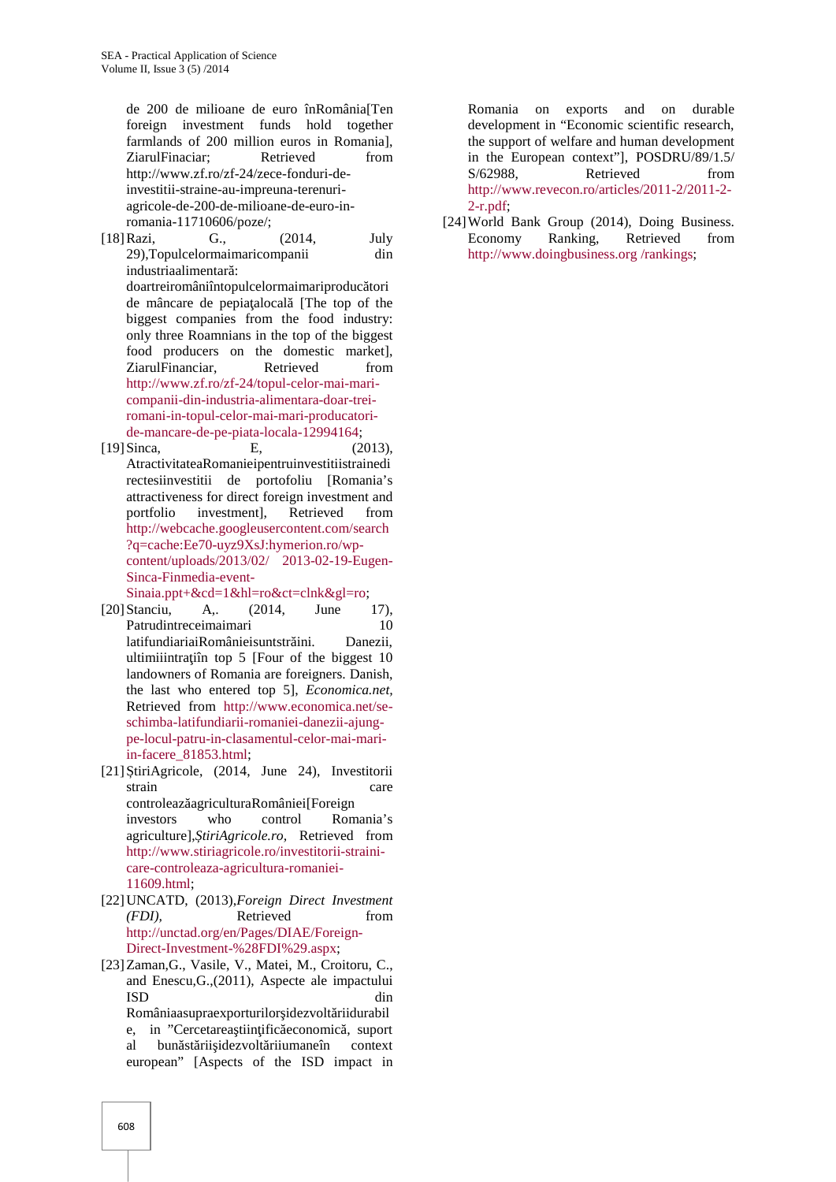de 200 de milioane de euro înRomânia[Ten foreign investment funds hold together farmlands of 200 million euros in Romania], ZiarulFinanciar; Retrieved from http://www.zf.ro/zf-24/zece-fonduri-de-investitii-straine-au-impreuna-terenuri-agricole-de-200-de-milioane-de-euro-in-romania-11710606/poze/;

[18] Razi, G., (2014, July 29),Topulcelormaimaricompanii din industriaalimentară: doartreiromâniîntopulcelormaimariproducători de mâncare de pepiaţalocală [The top of the biggest companies from the food industry: only three Roamnians in the top of the biggest food producers on the domestic market], ZiarulFinanciar, Retrieved from http://www.zf.ro/zf-24/topul-celor-mai-mari-companii-din-industria-alimentara-doar-trei-romani-in-topul-celor-mai-mari-producatori-de-mancare-de-pe-piata-locala-12994164;

[19] Sinca, E, (2013), AtractivitateaRomanieipentruinvestitiistrainedi rectesiinvestitii de portofoliu [Romania's attractiveness for direct foreign investment and portfolio investment], Retrieved from http://webcache.googleusercontent.com/search?q=cache:Ee70-uyz9XsJ:hymerion.ro/wp-content/uploads/2013/02/ 2013-02-19-Eugen-Sinca-Finmedia-event-Sinaia.ppt+&cd=1&hl=ro&ct=clnk&gl=ro;

[20] Stanciu, A,. (2014, June 17), Patrudintreceimaimari 10 latifundiariaiRomânieisuntstrăini. Danezii, ultimiiintraţiîn top 5 [Four of the biggest 10 landowners of Romania are foreigners. Danish, the last who entered top 5], *Economica.net*, Retrieved from http://www.economica.net/se-schimba-latifundiarii-romaniei-danezii-ajung-pe-locul-patru-in-clasamentul-celor-mai-mari-in-facere_81853.html;

[21] ȘtiriAgricole, (2014, June 24), Investitorii strain care controleazăagriculturaRomâniei[Foreign investors who control Romania's agriculture],*ȘtiriAgricole.ro,* Retrieved from http://www.stiriagricole.ro/investitorii-straini-care-controleaza-agricultura-romaniei-11609.html;

[22] UNCATD, (2013),*Foreign Direct Investment (FDI),* Retrieved from http://unctad.org/en/Pages/DIAE/Foreign-Direct-Investment-%28FDI%29.aspx;

[23] Zaman,G., Vasile, V., Matei, M., Croitoru, C., and Enescu,G.,(2011), Aspecte ale impactului ISD din Românieiasupraexporturilorşidezvoltăriidurabile, in "Cercetareaştiinţificăeconomică, suport al bunăstăriişidezvoltăriiumaneîn context european" [Aspects of the ISD impact in Romania on exports and on durable development in "Economic scientific research, the support of welfare and human development in the European context"], POSDRU/89/1.5/ S/62988, Retrieved from http://www.revecon.ro/articles/2011-2/2011-2-2-r.pdf;

[24] World Bank Group (2014), Doing Business. Economy Ranking, Retrieved from http://www.doingbusiness.org /rankings;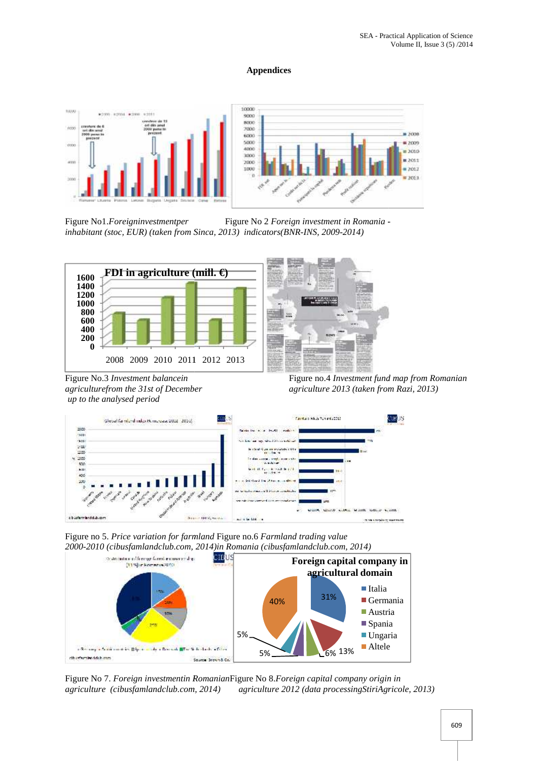## Appendices

Figure No1. *Foreigninvestmentper inhabitant (stoc, EUR) (taken from Sinca, 2013)*

Figure No 2 *Foreign investment in Romania - indicators(BNR-INS, 2009-2014)*

Figure No.3 *Investment balancein agriculturefrom the 31st of December up to the analysed period*

Figure no.4 *Investment fund map from Romanian agriculture 2013 (taken from Razi, 2013)*

Figure no 5. *Price variation for farmland 2000-2010 (cibusfamlandclub.com, 2014)*

Figure no.6 *Farmland trading value in Romania (cibusfamlandclub.com, 2014)*

Figure No 7. *Foreign investmentin Romanian agriculture (cibusfamlandclub.com, 2014)*

Figure No 8. *Foreign capital company origin in agriculture 2012 (data processingStiriAgricole, 2013)*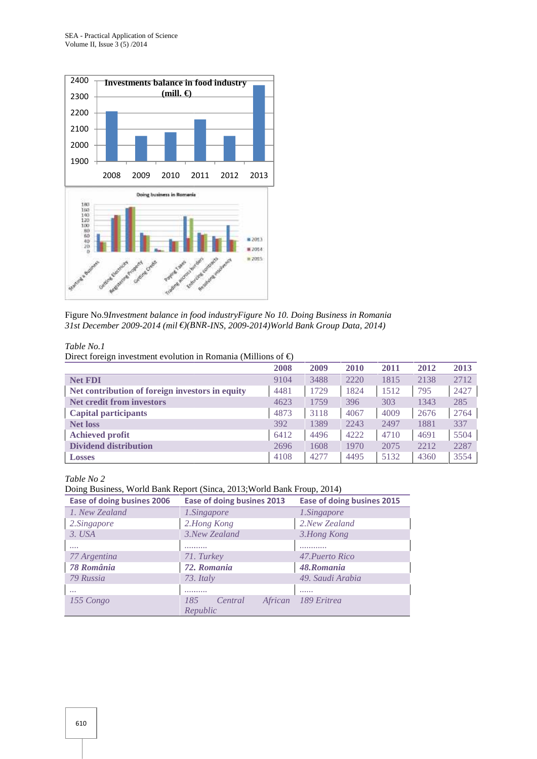Investments balance in food industry (mill. €)

2400
2300
2200
2100
2000
1900

2008 2009 2010 2011 2012 2013

Doing business in Romania

180
160
140
120
100
80
60
40
20
0

Starting a Business
Getting Electricity
Registering Property
Getting Credit
Paying Taxes
Trading accross borders
Enforcing contracts
Resolving insolvency

2013
2014
2015

Figure No.9*Investment balance in food industryFigure No 10. Doing Business in Romania 31st December 2009-2014 (mil €)(BNR-INS, 2009-2014)World Bank Group Data, 2014)*

*Table No.1*

Direct foreign investment evolution in Romania (Millions of €)

| | 2008 | 2009 | 2010 | 2011 | 2012 | 2013 |
|---|---|---|---|---|---|---|
| **Net FDI** | 9104 | 3488 | 2220 | 1815 | 2138 | 2712 |
| **Net contribution of foreign investors in equity** | 4481 | 1729 | 1824 | 1512 | 795 | 2427 |
| **Net credit from investors** | 4623 | 1759 | 396 | 303 | 1343 | 285 |
| **Capital participants** | 4873 | 3118 | 4067 | 4009 | 2676 | 2764 |
| **Net loss** | 392 | 1389 | 2243 | 2497 | 1881 | 337 |
| **Achieved profit** | 6412 | 4496 | 4222 | 4710 | 4691 | 5504 |
| **Dividend distribution** | 2696 | 1608 | 1970 | 2075 | 2212 | 2287 |
| **Losses** | 4108 | 4277 | 4495 | 5132 | 4360 | 3554 |

*Table No 2*

Doing Business, World Bank Report (Sinca, 2013;World Bank Froup, 2014)

| Ease of doing busines 2006 | Ease of doing busines 2013 | Ease of doing busines 2015 |
|---|---|---|
| *1. New Zealand* | *1.Singapore* | *1.Singapore* |
| *2.Singapore* | *2.Hong Kong* | *2.New Zealand* |
| *3. USA* | *3.New Zealand* | *3.Hong Kong* |
| .... | ......... | ........... |
| *77 Argentina* | *71. Turkey* | *47.Puerto Rico* |
| ***78 România*** | ***72. Romania*** | ***48.Romania*** |
| *79 Russia* | *73. Italy* | *49. Saudi Arabia* |
| ... | ......... | ...... |
| *155 Congo* | *185 Central African Republic* | *189 Eritrea* |